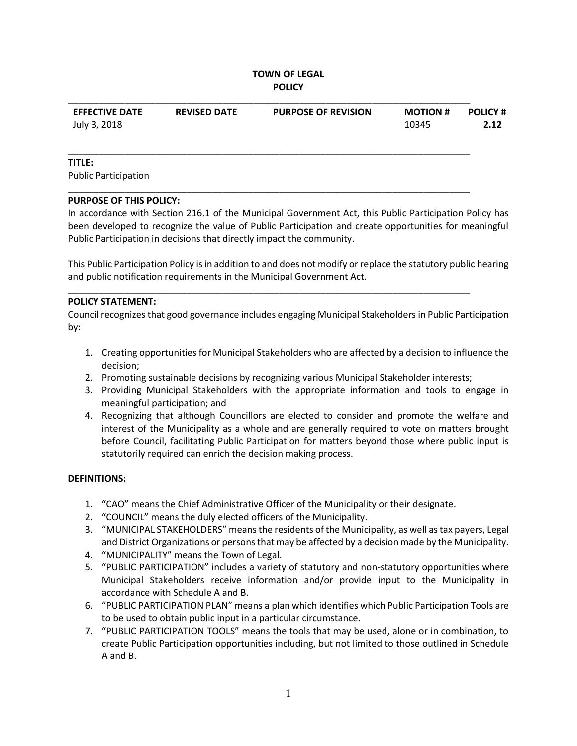**TOWN OF LEGAL**
**POLICY**

| EFFECTIVE DATE | REVISED DATE | PURPOSE OF REVISION | MOTION # | POLICY # |
|---|---|---|---|---|
| July 3, 2018 | | | 10345 | **2.12** |

**TITLE:**
Public Participation

**PURPOSE OF THIS POLICY:**
In accordance with Section 216.1 of the Municipal Government Act, this Public Participation Policy has been developed to recognize the value of Public Participation and create opportunities for meaningful Public Participation in decisions that directly impact the community.

This Public Participation Policy is in addition to and does not modify or replace the statutory public hearing and public notification requirements in the Municipal Government Act.

**POLICY STATEMENT:**
Council recognizes that good governance includes engaging Municipal Stakeholders in Public Participation by:

1. Creating opportunities for Municipal Stakeholders who are affected by a decision to influence the decision;
2. Promoting sustainable decisions by recognizing various Municipal Stakeholder interests;
3. Providing Municipal Stakeholders with the appropriate information and tools to engage in meaningful participation; and
4. Recognizing that although Councillors are elected to consider and promote the welfare and interest of the Municipality as a whole and are generally required to vote on matters brought before Council, facilitating Public Participation for matters beyond those where public input is statutorily required can enrich the decision making process.

**DEFINITIONS:**

1. "CAO" means the Chief Administrative Officer of the Municipality or their designate.
2. "COUNCIL" means the duly elected officers of the Municipality.
3. "MUNICIPAL STAKEHOLDERS" means the residents of the Municipality, as well as tax payers, Legal and District Organizations or persons that may be affected by a decision made by the Municipality.
4. "MUNICIPALITY" means the Town of Legal.
5. "PUBLIC PARTICIPATION" includes a variety of statutory and non-statutory opportunities where Municipal Stakeholders receive information and/or provide input to the Municipality in accordance with Schedule A and B.
6. "PUBLIC PARTICIPATION PLAN" means a plan which identifies which Public Participation Tools are to be used to obtain public input in a particular circumstance.
7. "PUBLIC PARTICIPATION TOOLS" means the tools that may be used, alone or in combination, to create Public Participation opportunities including, but not limited to those outlined in Schedule A and B.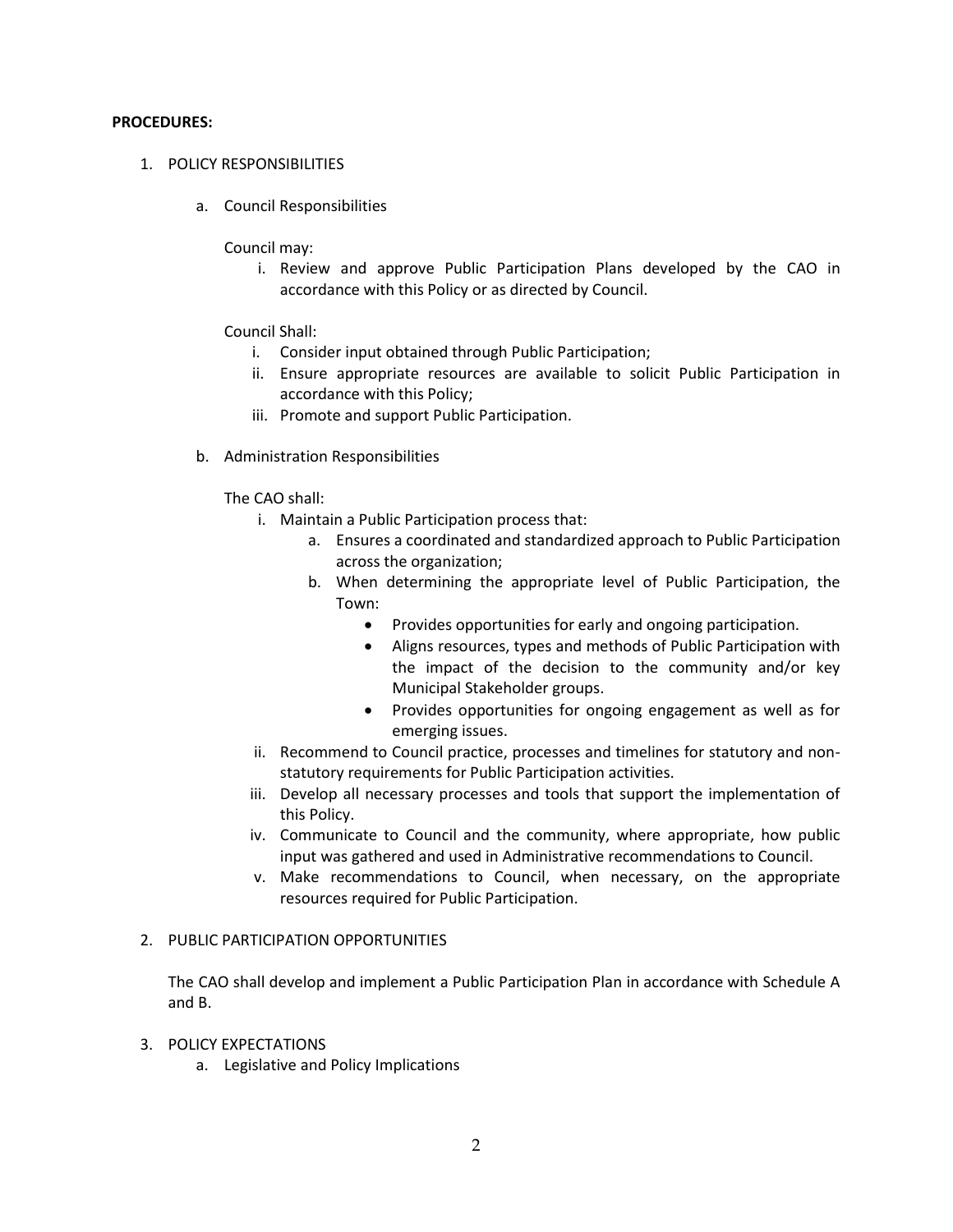**PROCEDURES:**

1. POLICY RESPONSIBILITIES

   a. Council Responsibilities

      Council may:

      i. Review and approve Public Participation Plans developed by the CAO in accordance with this Policy or as directed by Council.

      Council Shall:

      i. Consider input obtained through Public Participation;
      ii. Ensure appropriate resources are available to solicit Public Participation in accordance with this Policy;
      iii. Promote and support Public Participation.

   b. Administration Responsibilities

      The CAO shall:

      i. Maintain a Public Participation process that:
         a. Ensures a coordinated and standardized approach to Public Participation across the organization;
         b. When determining the appropriate level of Public Participation, the Town:
            - Provides opportunities for early and ongoing participation.
            - Aligns resources, types and methods of Public Participation with the impact of the decision to the community and/or key Municipal Stakeholder groups.
            - Provides opportunities for ongoing engagement as well as for emerging issues.
      ii. Recommend to Council practice, processes and timelines for statutory and non-statutory requirements for Public Participation activities.
      iii. Develop all necessary processes and tools that support the implementation of this Policy.
      iv. Communicate to Council and the community, where appropriate, how public input was gathered and used in Administrative recommendations to Council.
      v. Make recommendations to Council, when necessary, on the appropriate resources required for Public Participation.

2. PUBLIC PARTICIPATION OPPORTUNITIES

   The CAO shall develop and implement a Public Participation Plan in accordance with Schedule A and B.

3. POLICY EXPECTATIONS

   a. Legislative and Policy Implications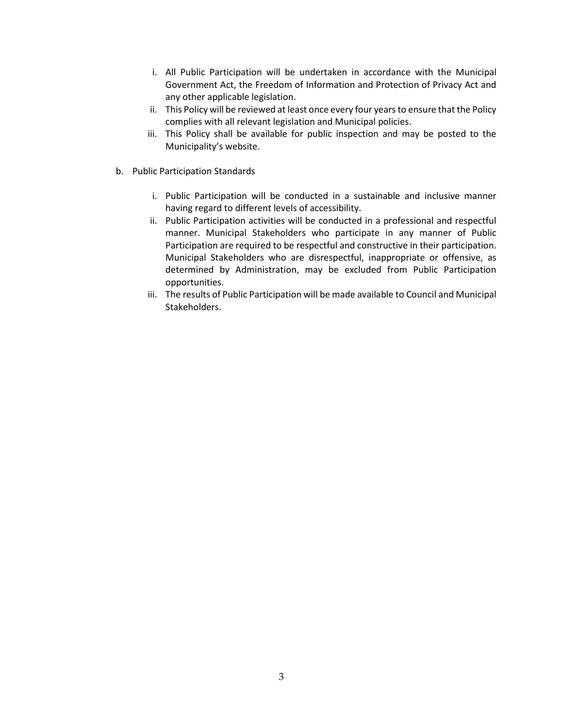i. All Public Participation will be undertaken in accordance with the Municipal Government Act, the Freedom of Information and Protection of Privacy Act and any other applicable legislation.
ii. This Policy will be reviewed at least once every four years to ensure that the Policy complies with all relevant legislation and Municipal policies.
iii. This Policy shall be available for public inspection and may be posted to the Municipality's website.

b. Public Participation Standards

   i. Public Participation will be conducted in a sustainable and inclusive manner having regard to different levels of accessibility.
   ii. Public Participation activities will be conducted in a professional and respectful manner. Municipal Stakeholders who participate in any manner of Public Participation are required to be respectful and constructive in their participation. Municipal Stakeholders who are disrespectful, inappropriate or offensive, as determined by Administration, may be excluded from Public Participation opportunities.
   iii. The results of Public Participation will be made available to Council and Municipal Stakeholders.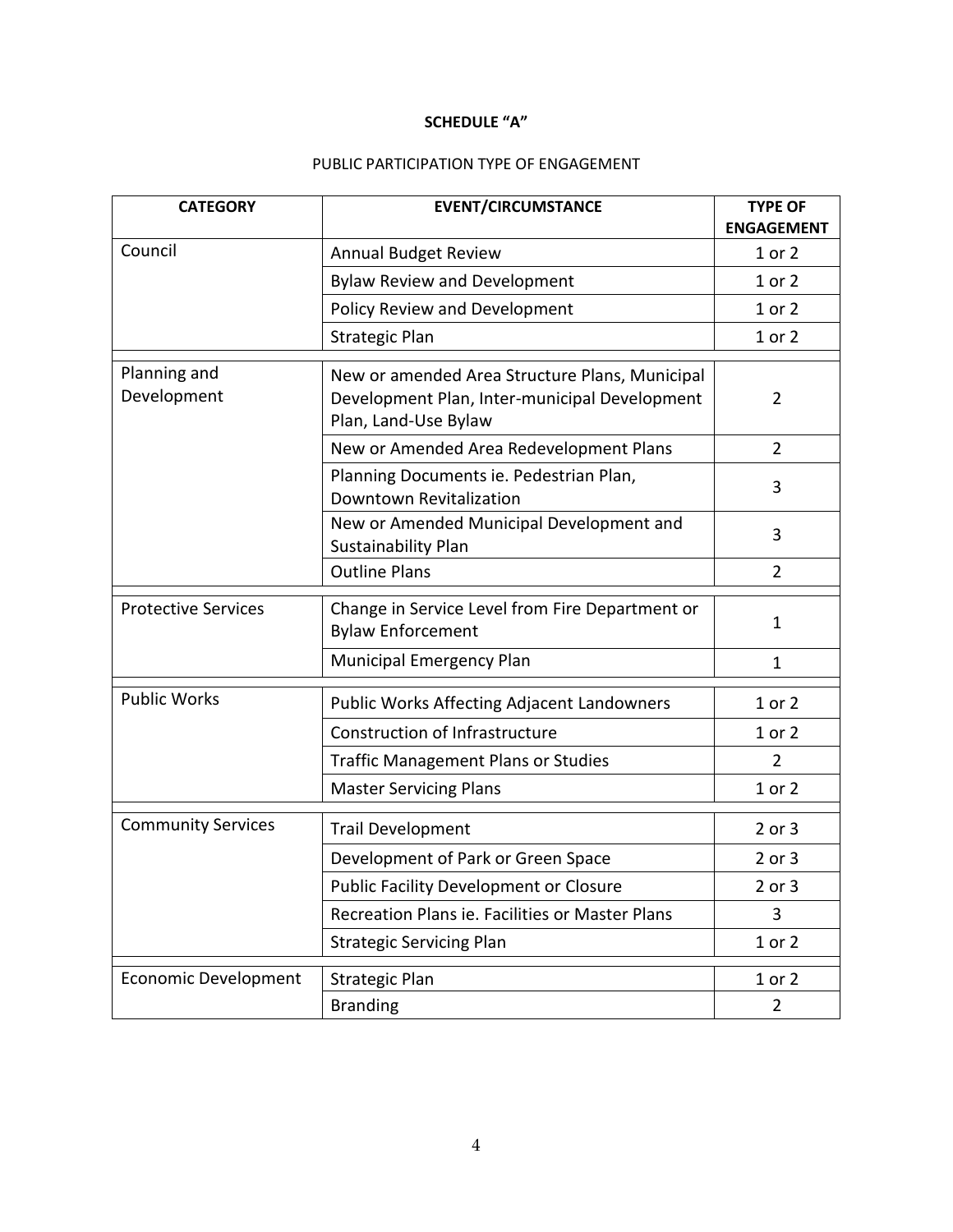**SCHEDULE “A”**

PUBLIC PARTICIPATION TYPE OF ENGAGEMENT

| CATEGORY | EVENT/CIRCUMSTANCE | TYPE OF ENGAGEMENT |
|---|---|---|
| Council | Annual Budget Review | 1 or 2 |
| | Bylaw Review and Development | 1 or 2 |
| | Policy Review and Development | 1 or 2 |
| | Strategic Plan | 1 or 2 |
| Planning and Development | New or amended Area Structure Plans, Municipal Development Plan, Inter-municipal Development Plan, Land-Use Bylaw | 2 |
| | New or Amended Area Redevelopment Plans | 2 |
| | Planning Documents ie. Pedestrian Plan, Downtown Revitalization | 3 |
| | New or Amended Municipal Development and Sustainability Plan | 3 |
| | Outline Plans | 2 |
| Protective Services | Change in Service Level from Fire Department or Bylaw Enforcement | 1 |
| | Municipal Emergency Plan | 1 |
| Public Works | Public Works Affecting Adjacent Landowners | 1 or 2 |
| | Construction of Infrastructure | 1 or 2 |
| | Traffic Management Plans or Studies | 2 |
| | Master Servicing Plans | 1 or 2 |
| Community Services | Trail Development | 2 or 3 |
| | Development of Park or Green Space | 2 or 3 |
| | Public Facility Development or Closure | 2 or 3 |
| | Recreation Plans ie. Facilities or Master Plans | 3 |
| | Strategic Servicing Plan | 1 or 2 |
| Economic Development | Strategic Plan | 1 or 2 |
| | Branding | 2 |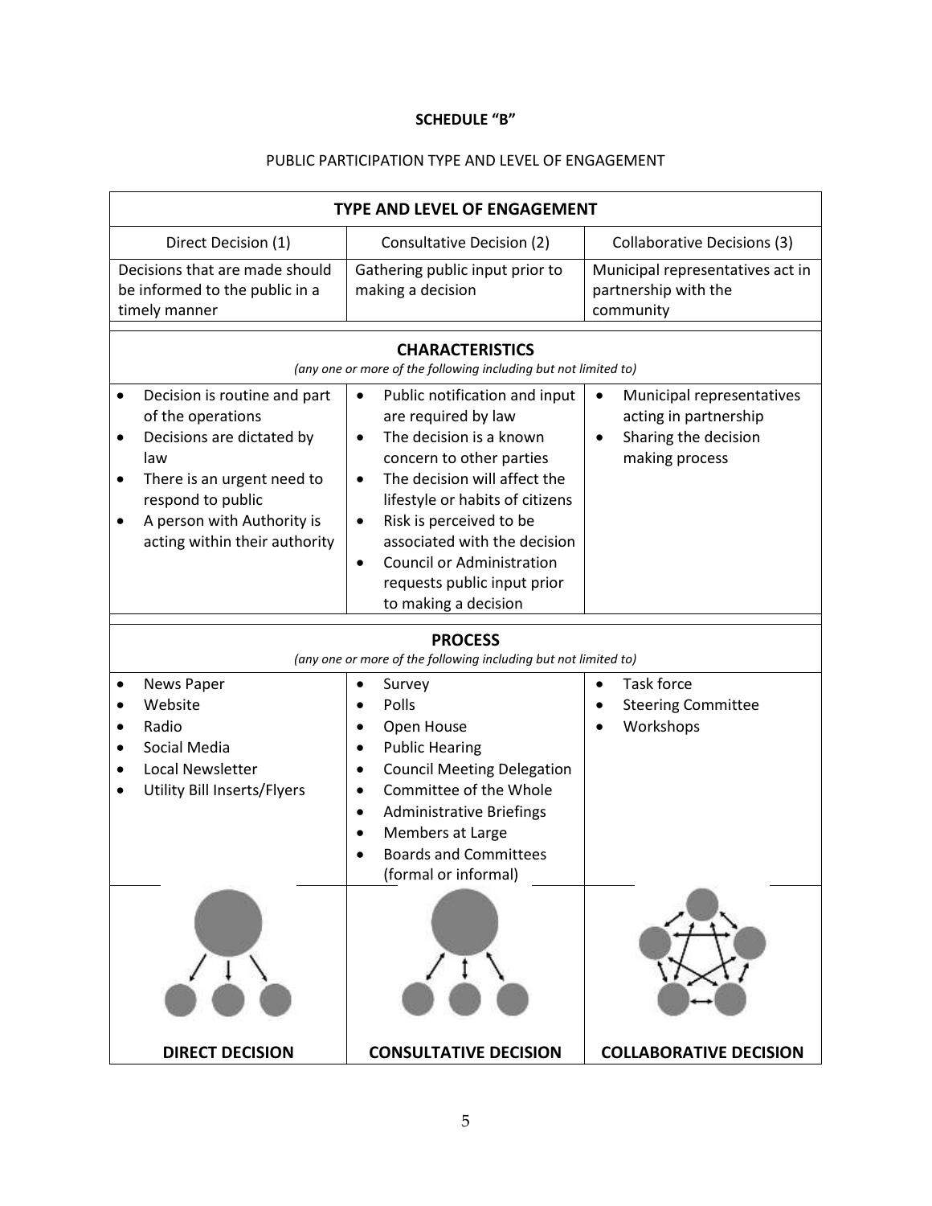**SCHEDULE "B"**

PUBLIC PARTICIPATION TYPE AND LEVEL OF ENGAGEMENT

| **TYPE AND LEVEL OF ENGAGEMENT** | | |
|---|---|---|
| Direct Decision (1) | Consultative Decision (2) | Collaborative Decisions (3) |
| Decisions that are made should be informed to the public in a timely manner | Gathering public input prior to making a decision | Municipal representatives act in partnership with the community |
| **CHARACTERISTICS** *(any one or more of the following including but not limited to)* | | |
| • Decision is routine and part of the operations<br>• Decisions are dictated by law<br>• There is an urgent need to respond to public<br>• A person with Authority is acting within their authority | • Public notification and input are required by law<br>• The decision is a known concern to other parties<br>• The decision will affect the lifestyle or habits of citizens<br>• Risk is perceived to be associated with the decision<br>• Council or Administration requests public input prior to making a decision | • Municipal representatives acting in partnership<br>• Sharing the decision making process |
| **PROCESS** *(any one or more of the following including but not limited to)* | | |
| • News Paper<br>• Website<br>• Radio<br>• Social Media<br>• Local Newsletter<br>• Utility Bill Inserts/Flyers | • Survey<br>• Polls<br>• Open House<br>• Public Hearing<br>• Council Meeting Delegation<br>• Committee of the Whole<br>• Administrative Briefings<br>• Members at Large<br>• Boards and Committees (formal or informal) | • Task force<br>• Steering Committee<br>• Workshops |
| **DIRECT DECISION** | **CONSULTATIVE DECISION** | **COLLABORATIVE DECISION** |